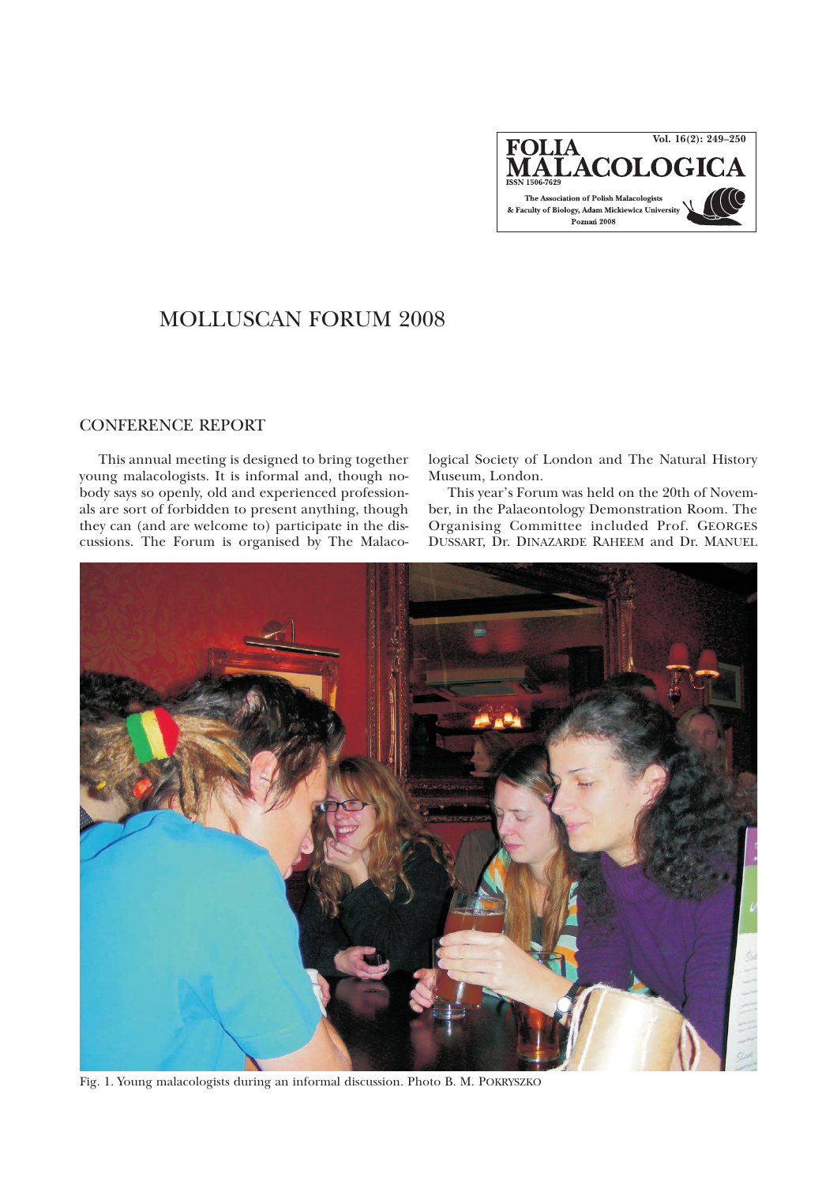# MOLLUSCAN FORUM 2008

## CONFERENCE REPORT

This annual meeting is designed to bring together young malacologists. It is informal and, though nobody says so openly, old and experienced professionals are sort of forbidden to present anything, though they can (and are welcome to) participate in the discussions. The Forum is organised by The Malacological Society of London and The Natural History Museum, London.

This year's Forum was held on the 20th of November, in the Palaeontology Demonstration Room. The Organising Committee included Prof. GEORGES DUSSART, Dr. DINAZARDE RAHEEM and Dr. MANUEL

Fig. 1. Young malacologists during an informal discussion. Photo B. M. POKRYSZKO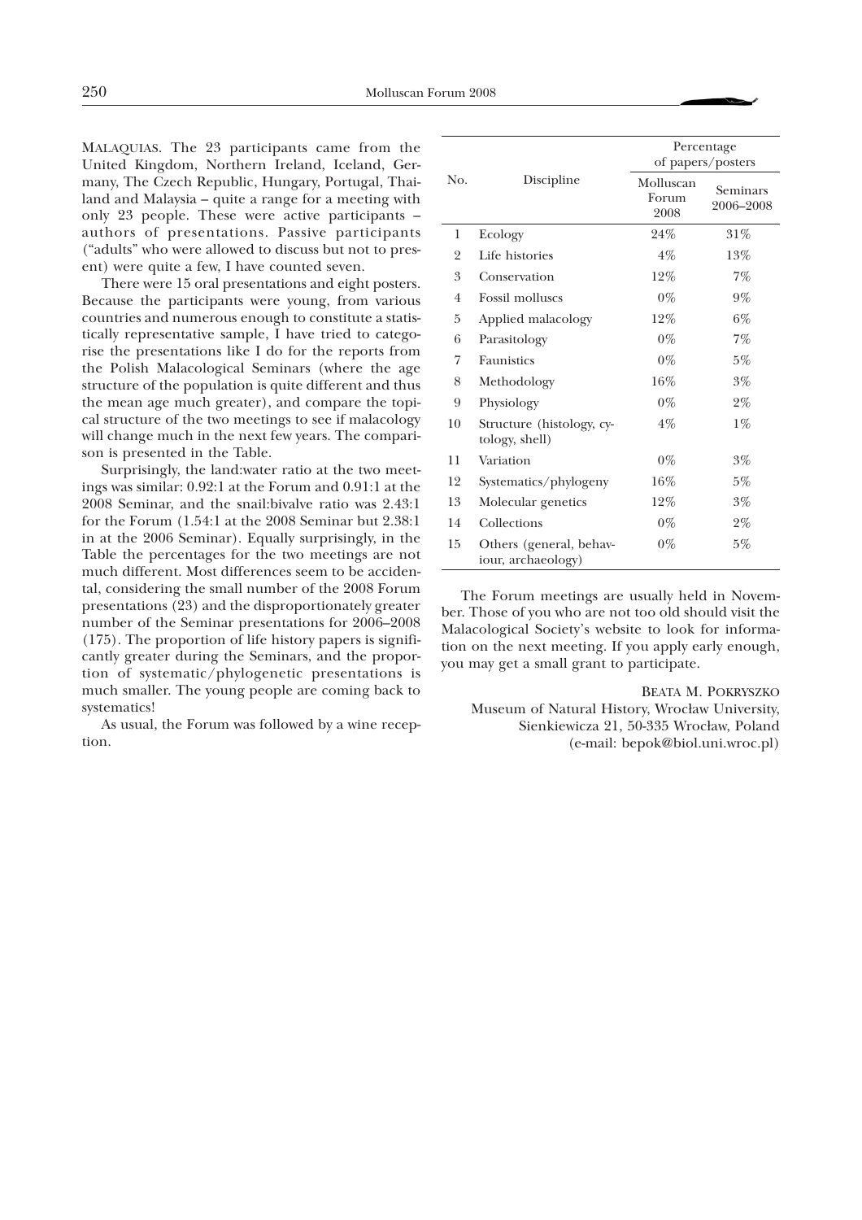MALAQUIAS. The 23 participants came from the United Kingdom, Northern Ireland, Iceland, Germany, The Czech Republic, Hungary, Portugal, Thailand and Malaysia – quite a range for a meeting with only 23 people. These were active participants – authors of presentations. Passive participants ("adults" who were allowed to discuss but not to present) were quite a few, I have counted seven.

There were 15 oral presentations and eight posters. Because the participants were young, from various countries and numerous enough to constitute a statistically representative sample, I have tried to categorise the presentations like I do for the reports from the Polish Malacological Seminars (where the age structure of the population is quite different and thus the mean age much greater), and compare the topical structure of the two meetings to see if malacology will change much in the next few years. The comparison is presented in the Table.

Surprisingly, the land:water ratio at the two meetings was similar: 0.92:1 at the Forum and 0.91:1 at the 2008 Seminar, and the snail:bivalve ratio was 2.43:1 for the Forum (1.54:1 at the 2008 Seminar but 2.38:1 in at the 2006 Seminar). Equally surprisingly, in the Table the percentages for the two meetings are not much different. Most differences seem to be accidental, considering the small number of the 2008 Forum presentations (23) and the disproportionately greater number of the Seminar presentations for 2006–2008 (175). The proportion of life history papers is significantly greater during the Seminars, and the proportion of systematic/phylogenetic presentations is much smaller. The young people are coming back to systematics!

As usual, the Forum was followed by a wine reception.

| No. | Discipline | Percentage of papers/posters | |
|---|---|---|---|
| | | Molluscan Forum 2008 | Seminars 2006–2008 |
| 1 | Ecology | 24% | 31% |
| 2 | Life histories | 4% | 13% |
| 3 | Conservation | 12% | 7% |
| 4 | Fossil molluscs | 0% | 9% |
| 5 | Applied malacology | 12% | 6% |
| 6 | Parasitology | 0% | 7% |
| 7 | Faunistics | 0% | 5% |
| 8 | Methodology | 16% | 3% |
| 9 | Physiology | 0% | 2% |
| 10 | Structure (histology, cytology, shell) | 4% | 1% |
| 11 | Variation | 0% | 3% |
| 12 | Systematics/phylogeny | 16% | 5% |
| 13 | Molecular genetics | 12% | 3% |
| 14 | Collections | 0% | 2% |
| 15 | Others (general, behaviour, archaeology) | 0% | 5% |

The Forum meetings are usually held in November. Those of you who are not too old should visit the Malacological Society's website to look for information on the next meeting. If you apply early enough, you may get a small grant to participate.

BEATA M. POKRYSZKO
Museum of Natural History, Wrocław University,
Sienkiewicza 21, 50-335 Wrocław, Poland
(e-mail: bepok@biol.uni.wroc.pl)